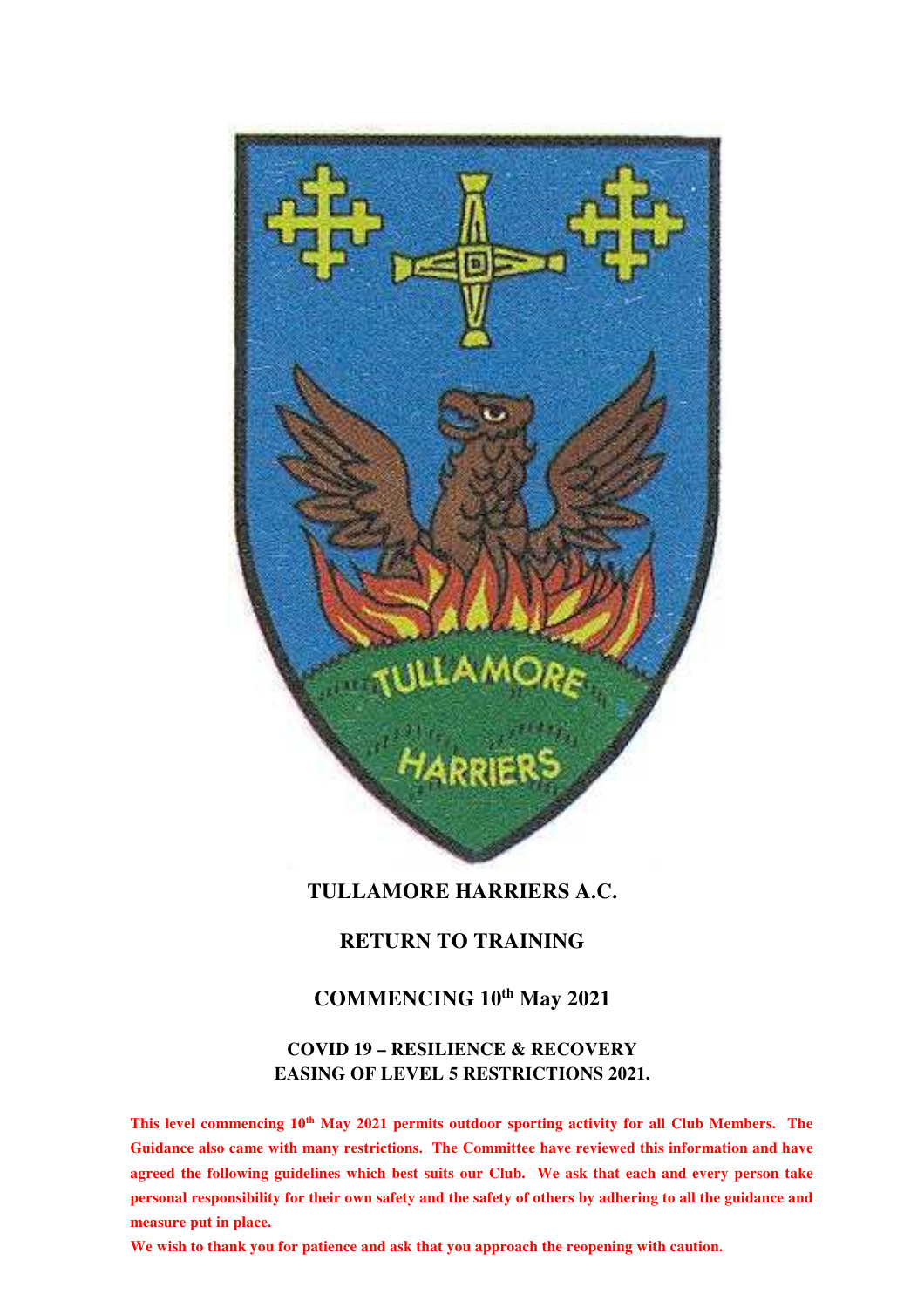# TULLAMORE HARRIERS A.C.

## RETURN TO TRAINING

## COMMENCING 10th May 2021

### COVID 19 – RESILIENCE & RECOVERY EASING OF LEVEL 5 RESTRICTIONS 2021.

**This level commencing 10th May 2021 permits outdoor sporting activity for all Club Members. The Guidance also came with many restrictions. The Committee have reviewed this information and have agreed the following guidelines which best suits our Club. We ask that each and every person take personal responsibility for their own safety and the safety of others by adhering to all the guidance and measure put in place.**

**We wish to thank you for patience and ask that you approach the reopening with caution.**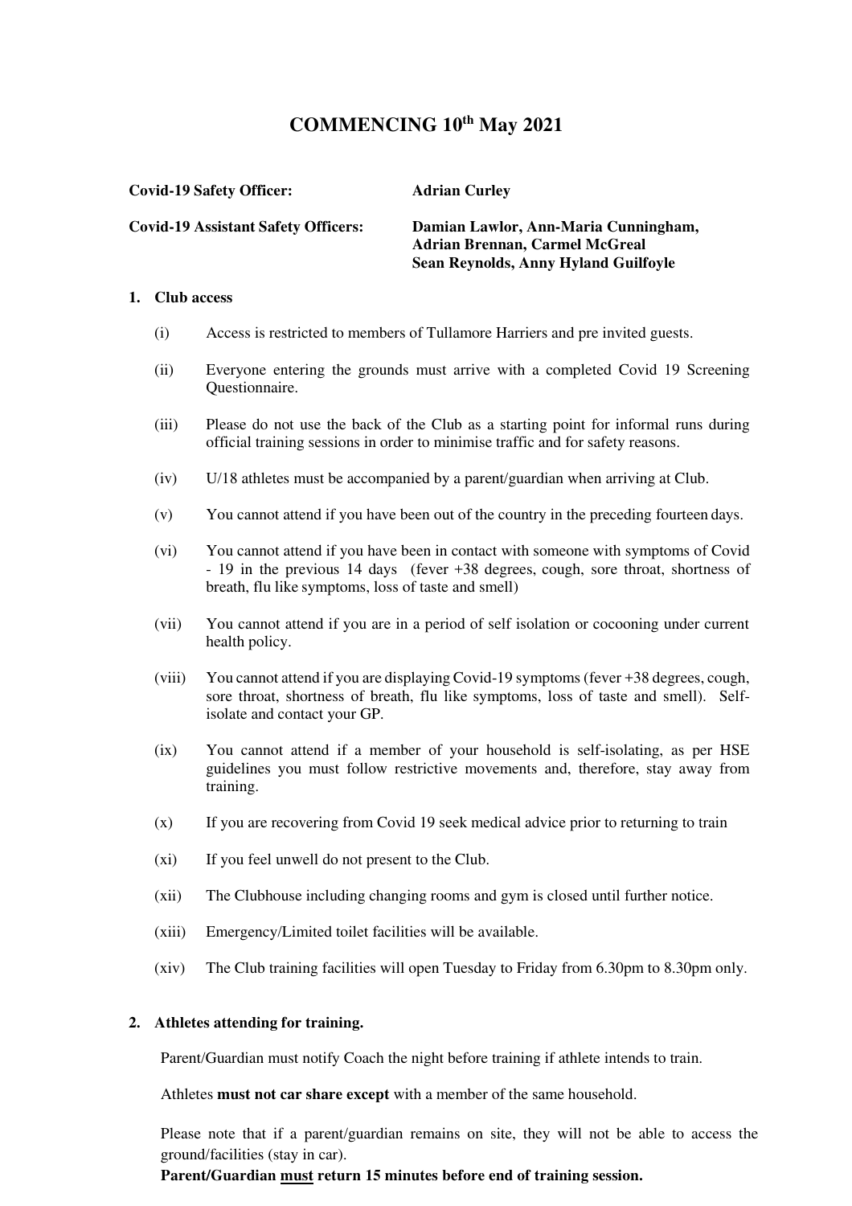# COMMENCING 10th May 2021

**Covid-19 Safety Officer:** **Adrian Curley**

**Covid-19 Assistant Safety Officers:** **Damian Lawlor, Ann-Maria Cunningham, Adrian Brennan, Carmel McGreal Sean Reynolds, Anny Hyland Guilfoyle**

## 1. Club access

(i) Access is restricted to members of Tullamore Harriers and pre invited guests.

(ii) Everyone entering the grounds must arrive with a completed Covid 19 Screening Questionnaire.

(iii) Please do not use the back of the Club as a starting point for informal runs during official training sessions in order to minimise traffic and for safety reasons.

(iv) U/18 athletes must be accompanied by a parent/guardian when arriving at Club.

(v) You cannot attend if you have been out of the country in the preceding fourteen days.

(vi) You cannot attend if you have been in contact with someone with symptoms of Covid - 19 in the previous 14 days (fever +38 degrees, cough, sore throat, shortness of breath, flu like symptoms, loss of taste and smell)

(vii) You cannot attend if you are in a period of self isolation or cocooning under current health policy.

(viii) You cannot attend if you are displaying Covid-19 symptoms (fever +38 degrees, cough, sore throat, shortness of breath, flu like symptoms, loss of taste and smell). Self-isolate and contact your GP.

(ix) You cannot attend if a member of your household is self-isolating, as per HSE guidelines you must follow restrictive movements and, therefore, stay away from training.

(x) If you are recovering from Covid 19 seek medical advice prior to returning to train

(xi) If you feel unwell do not present to the Club.

(xii) The Clubhouse including changing rooms and gym is closed until further notice.

(xiii) Emergency/Limited toilet facilities will be available.

(xiv) The Club training facilities will open Tuesday to Friday from 6.30pm to 8.30pm only.

## 2. Athletes attending for training.

Parent/Guardian must notify Coach the night before training if athlete intends to train.

Athletes **must not car share except** with a member of the same household.

Please note that if a parent/guardian remains on site, they will not be able to access the ground/facilities (stay in car).

**Parent/Guardian <u>must</u> return 15 minutes before end of training session.**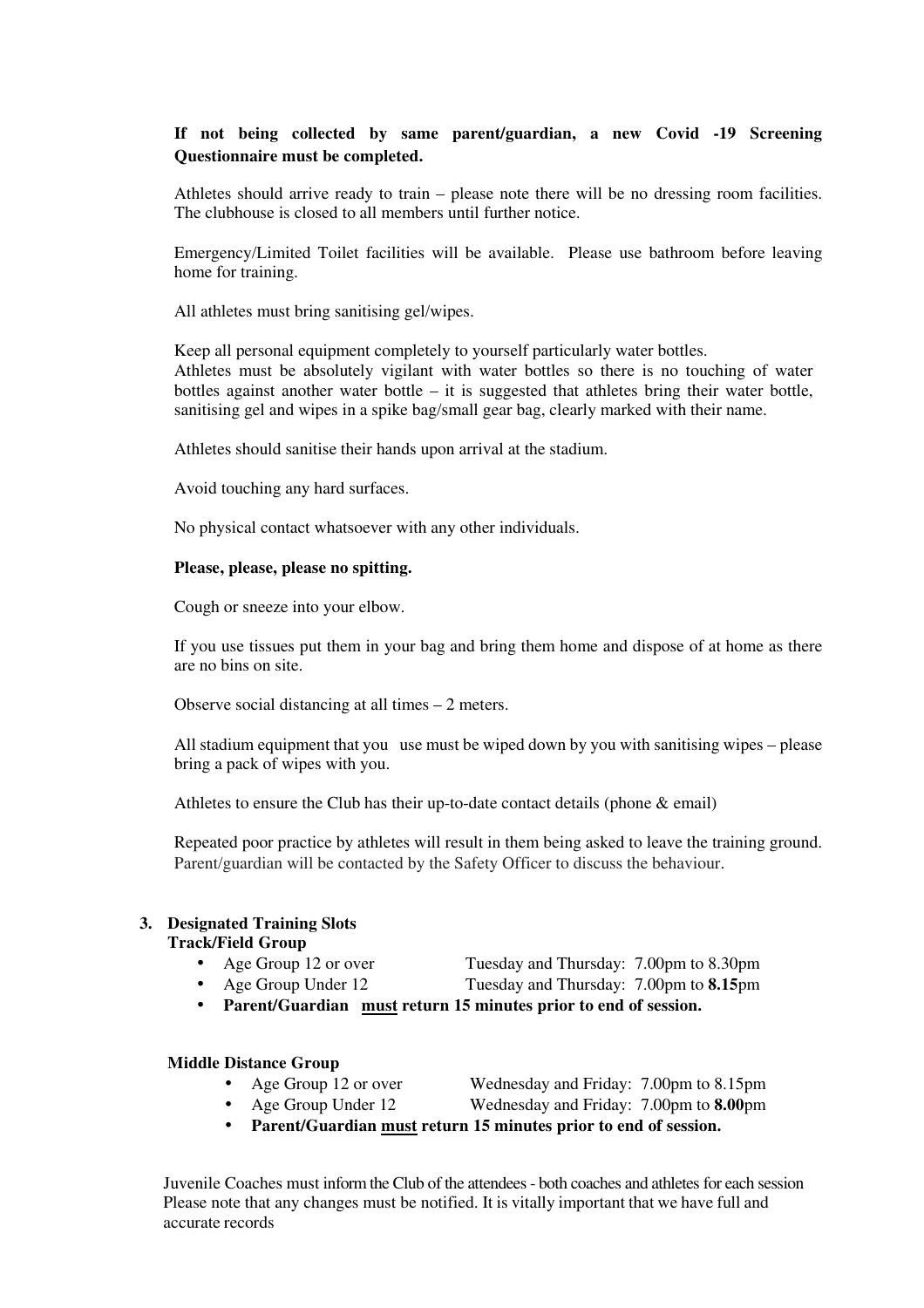**If not being collected by same parent/guardian, a new Covid -19 Screening Questionnaire must be completed.**

Athletes should arrive ready to train – please note there will be no dressing room facilities. The clubhouse is closed to all members until further notice.

Emergency/Limited Toilet facilities will be available. Please use bathroom before leaving home for training.

All athletes must bring sanitising gel/wipes.

Keep all personal equipment completely to yourself particularly water bottles.
Athletes must be absolutely vigilant with water bottles so there is no touching of water bottles against another water bottle – it is suggested that athletes bring their water bottle, sanitising gel and wipes in a spike bag/small gear bag, clearly marked with their name.

Athletes should sanitise their hands upon arrival at the stadium.

Avoid touching any hard surfaces.

No physical contact whatsoever with any other individuals.

**Please, please, please no spitting.**

Cough or sneeze into your elbow.

If you use tissues put them in your bag and bring them home and dispose of at home as there are no bins on site.

Observe social distancing at all times – 2 meters.

All stadium equipment that you use must be wiped down by you with sanitising wipes – please bring a pack of wipes with you.

Athletes to ensure the Club has their up-to-date contact details (phone & email)

Repeated poor practice by athletes will result in them being asked to leave the training ground. Parent/guardian will be contacted by the Safety Officer to discuss the behaviour.

## 3. Designated Training Slots

**Track/Field Group**

- Age Group 12 or over — Tuesday and Thursday: 7.00pm to 8.30pm
- Age Group Under 12 — Tuesday and Thursday: 7.00pm to **8.15**pm
- **Parent/Guardian <u>must</u> return 15 minutes prior to end of session.**

**Middle Distance Group**

- Age Group 12 or over — Wednesday and Friday: 7.00pm to 8.15pm
- Age Group Under 12 — Wednesday and Friday: 7.00pm to **8.00**pm
- **Parent/Guardian <u>must</u> return 15 minutes prior to end of session.**

Juvenile Coaches must inform the Club of the attendees - both coaches and athletes for each session Please note that any changes must be notified. It is vitally important that we have full and accurate records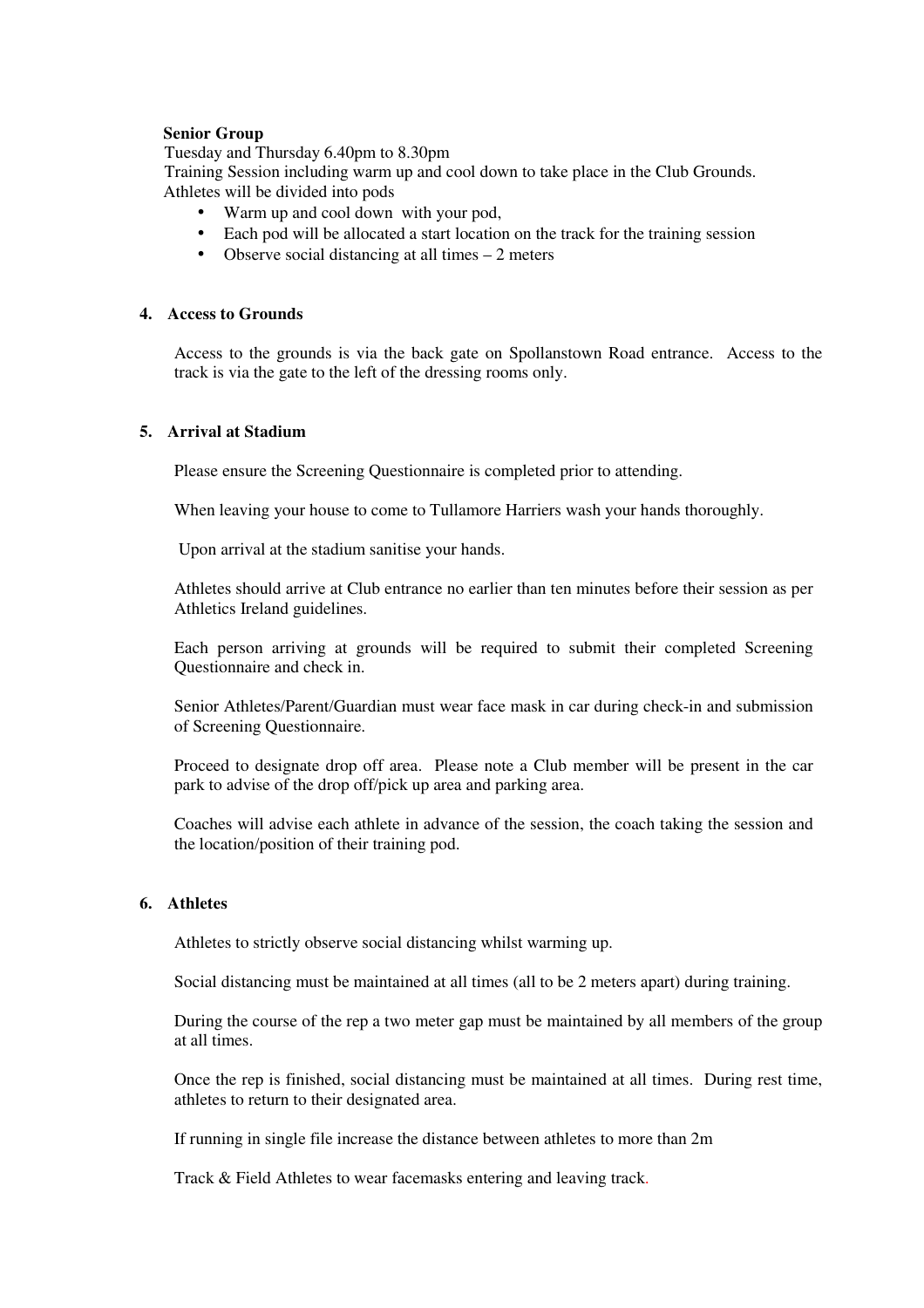**Senior Group**

Tuesday and Thursday 6.40pm to 8.30pm

Training Session including warm up and cool down to take place in the Club Grounds.

Athletes will be divided into pods

- Warm up and cool down with your pod,
- Each pod will be allocated a start location on the track for the training session
- Observe social distancing at all times – 2 meters

## 4. Access to Grounds

Access to the grounds is via the back gate on Spollanstown Road entrance. Access to the track is via the gate to the left of the dressing rooms only.

## 5. Arrival at Stadium

Please ensure the Screening Questionnaire is completed prior to attending.

When leaving your house to come to Tullamore Harriers wash your hands thoroughly.

Upon arrival at the stadium sanitise your hands.

Athletes should arrive at Club entrance no earlier than ten minutes before their session as per Athletics Ireland guidelines.

Each person arriving at grounds will be required to submit their completed Screening Questionnaire and check in.

Senior Athletes/Parent/Guardian must wear face mask in car during check-in and submission of Screening Questionnaire.

Proceed to designate drop off area. Please note a Club member will be present in the car park to advise of the drop off/pick up area and parking area.

Coaches will advise each athlete in advance of the session, the coach taking the session and the location/position of their training pod.

## 6. Athletes

Athletes to strictly observe social distancing whilst warming up.

Social distancing must be maintained at all times (all to be 2 meters apart) during training.

During the course of the rep a two meter gap must be maintained by all members of the group at all times.

Once the rep is finished, social distancing must be maintained at all times. During rest time, athletes to return to their designated area.

If running in single file increase the distance between athletes to more than 2m

Track & Field Athletes to wear facemasks entering and leaving track.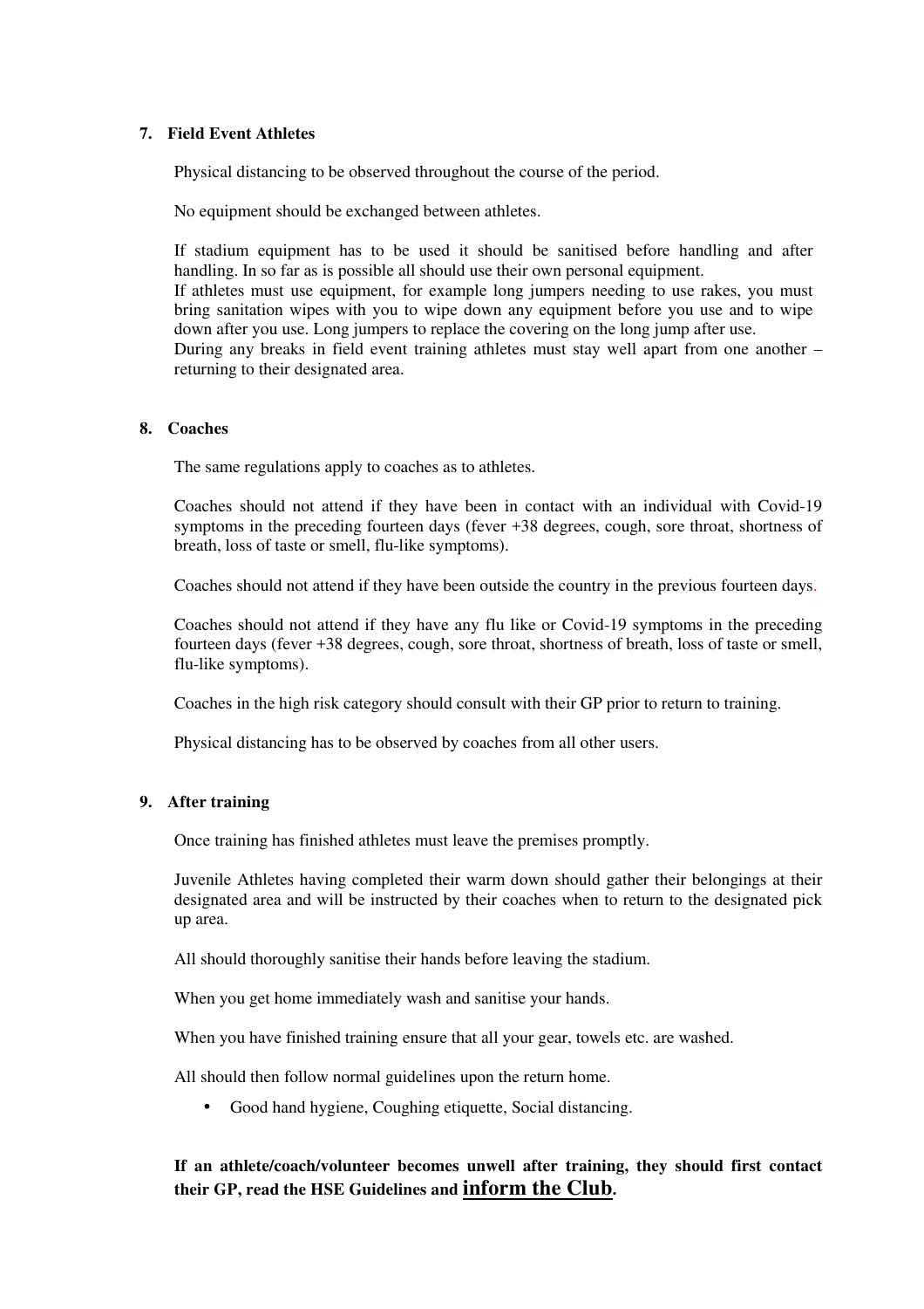## 7. Field Event Athletes

Physical distancing to be observed throughout the course of the period.

No equipment should be exchanged between athletes.

If stadium equipment has to be used it should be sanitised before handling and after handling. In so far as is possible all should use their own personal equipment.
If athletes must use equipment, for example long jumpers needing to use rakes, you must bring sanitation wipes with you to wipe down any equipment before you use and to wipe down after you use. Long jumpers to replace the covering on the long jump after use.
During any breaks in field event training athletes must stay well apart from one another – returning to their designated area.

## 8. Coaches

The same regulations apply to coaches as to athletes.

Coaches should not attend if they have been in contact with an individual with Covid-19 symptoms in the preceding fourteen days (fever +38 degrees, cough, sore throat, shortness of breath, loss of taste or smell, flu-like symptoms).

Coaches should not attend if they have been outside the country in the previous fourteen days.

Coaches should not attend if they have any flu like or Covid-19 symptoms in the preceding fourteen days (fever +38 degrees, cough, sore throat, shortness of breath, loss of taste or smell, flu-like symptoms).

Coaches in the high risk category should consult with their GP prior to return to training.

Physical distancing has to be observed by coaches from all other users.

## 9. After training

Once training has finished athletes must leave the premises promptly.

Juvenile Athletes having completed their warm down should gather their belongings at their designated area and will be instructed by their coaches when to return to the designated pick up area.

All should thoroughly sanitise their hands before leaving the stadium.

When you get home immediately wash and sanitise your hands.

When you have finished training ensure that all your gear, towels etc. are washed.

All should then follow normal guidelines upon the return home.

- Good hand hygiene, Coughing etiquette, Social distancing.

**If an athlete/coach/volunteer becomes unwell after training, they should first contact their GP, read the HSE Guidelines and <u>inform the Club</u>.**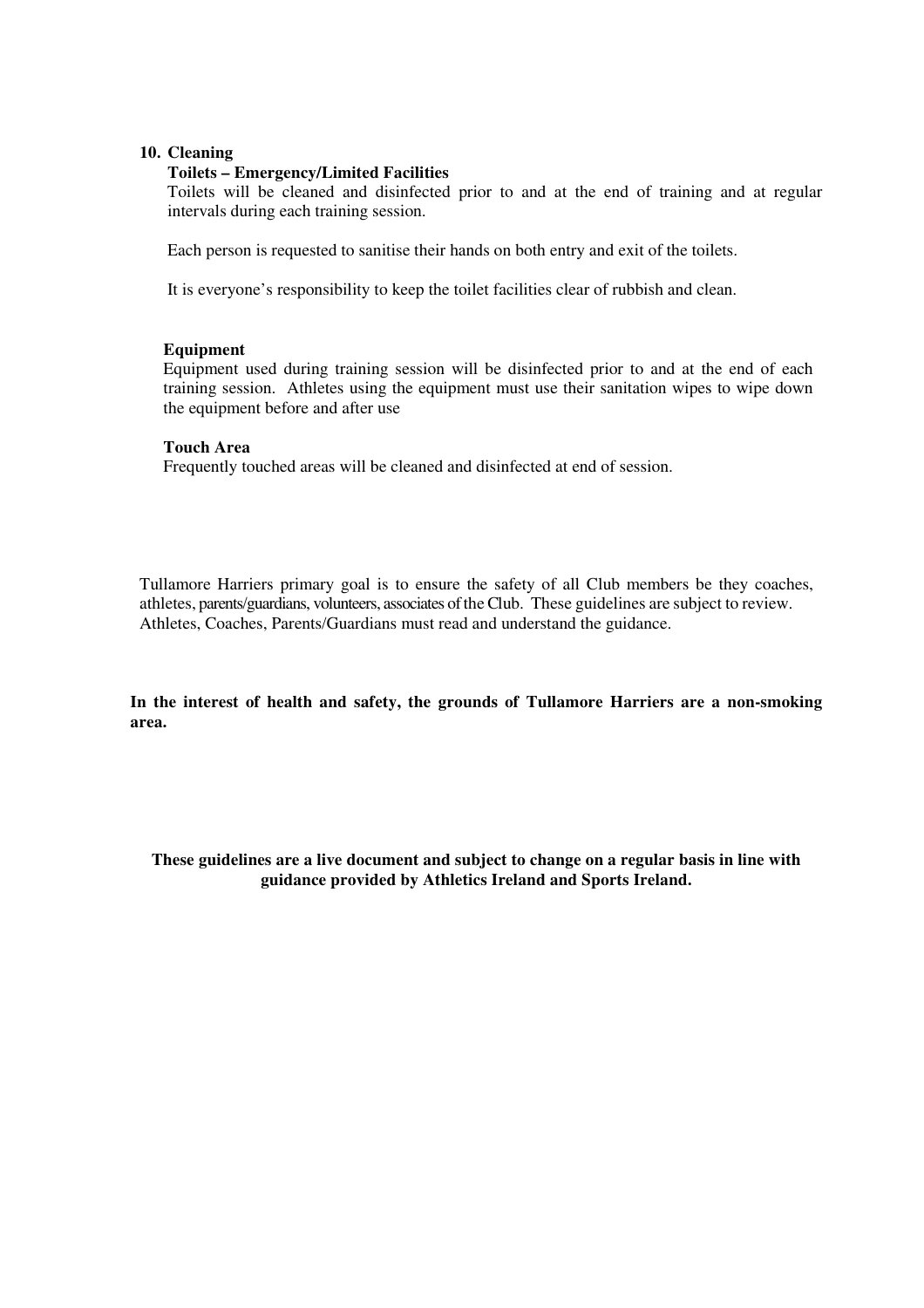## 10. Cleaning

**Toilets – Emergency/Limited Facilities**

Toilets will be cleaned and disinfected prior to and at the end of training and at regular intervals during each training session.

Each person is requested to sanitise their hands on both entry and exit of the toilets.

It is everyone's responsibility to keep the toilet facilities clear of rubbish and clean.

**Equipment**

Equipment used during training session will be disinfected prior to and at the end of each training session. Athletes using the equipment must use their sanitation wipes to wipe down the equipment before and after use

**Touch Area**

Frequently touched areas will be cleaned and disinfected at end of session.

Tullamore Harriers primary goal is to ensure the safety of all Club members be they coaches, athletes, parents/guardians, volunteers, associates of the Club. These guidelines are subject to review. Athletes, Coaches, Parents/Guardians must read and understand the guidance.

**In the interest of health and safety, the grounds of Tullamore Harriers are a non-smoking area.**

**These guidelines are a live document and subject to change on a regular basis in line with guidance provided by Athletics Ireland and Sports Ireland.**